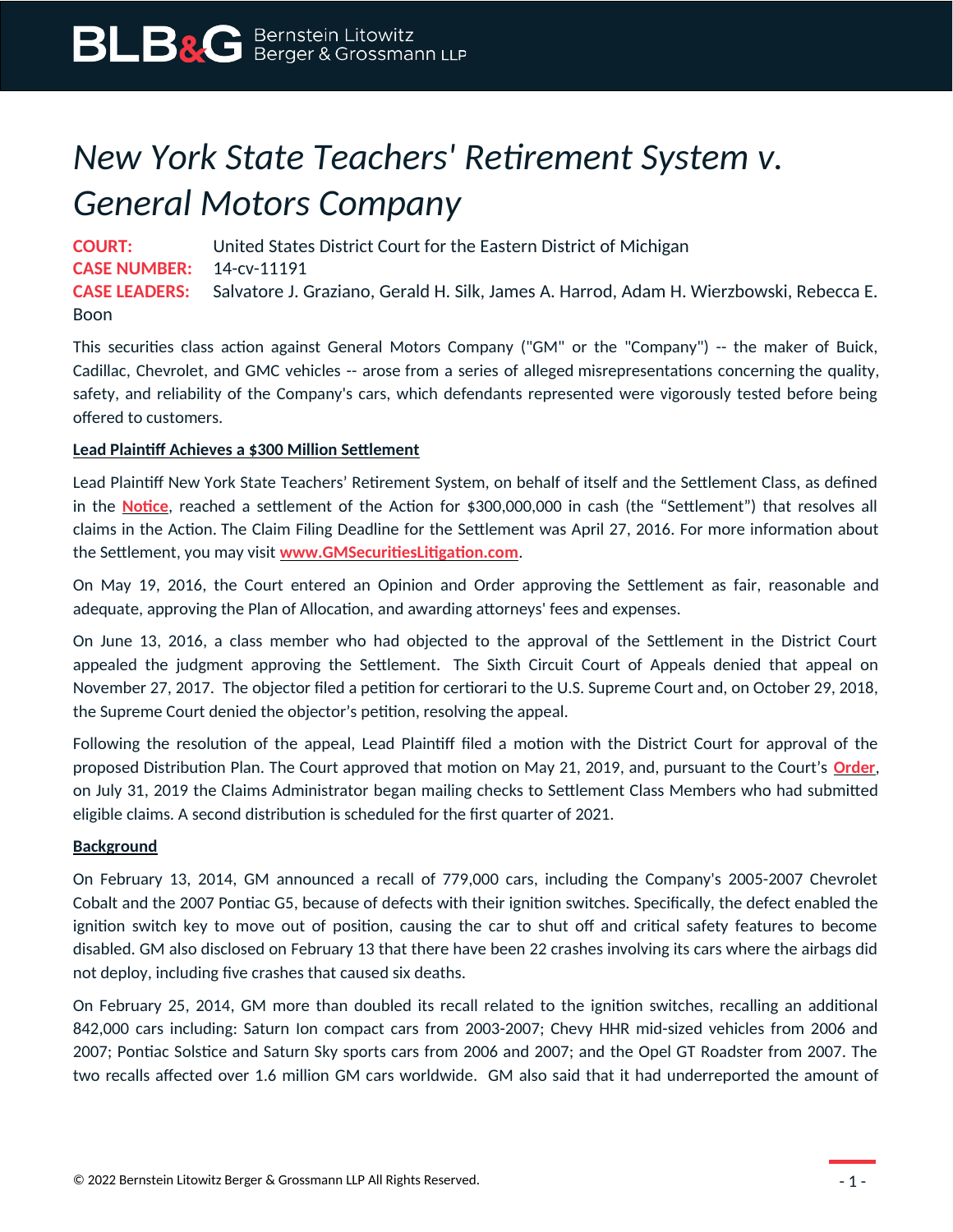# *New York State Teachers' Retirement System v. General Motors Company*

**COURT:** United States District Court for the Eastern District of Michigan
**CASE NUMBER:** 14-cv-11191
**CASE LEADERS:** Salvatore J. Graziano, Gerald H. Silk, James A. Harrod, Adam H. Wierzbowski, Rebecca E. Boon

This securities class action against General Motors Company ("GM" or the "Company") -- the maker of Buick, Cadillac, Chevrolet, and GMC vehicles -- arose from a series of alleged misrepresentations concerning the quality, safety, and reliability of the Company's cars, which defendants represented were vigorously tested before being offered to customers.

**Lead Plaintiff Achieves a $300 Million Settlement**

Lead Plaintiff New York State Teachers' Retirement System, on behalf of itself and the Settlement Class, as defined in the **Notice**, reached a settlement of the Action for $300,000,000 in cash (the "Settlement") that resolves all claims in the Action. The Claim Filing Deadline for the Settlement was April 27, 2016. For more information about the Settlement, you may visit **www.GMSecuritiesLitigation.com**.

On May 19, 2016, the Court entered an Opinion and Order approving the Settlement as fair, reasonable and adequate, approving the Plan of Allocation, and awarding attorneys' fees and expenses.

On June 13, 2016, a class member who had objected to the approval of the Settlement in the District Court appealed the judgment approving the Settlement. The Sixth Circuit Court of Appeals denied that appeal on November 27, 2017. The objector filed a petition for certiorari to the U.S. Supreme Court and, on October 29, 2018, the Supreme Court denied the objector's petition, resolving the appeal.

Following the resolution of the appeal, Lead Plaintiff filed a motion with the District Court for approval of the proposed Distribution Plan. The Court approved that motion on May 21, 2019, and, pursuant to the Court's **Order**, on July 31, 2019 the Claims Administrator began mailing checks to Settlement Class Members who had submitted eligible claims. A second distribution is scheduled for the first quarter of 2021.

**Background**

On February 13, 2014, GM announced a recall of 779,000 cars, including the Company's 2005-2007 Chevrolet Cobalt and the 2007 Pontiac G5, because of defects with their ignition switches. Specifically, the defect enabled the ignition switch key to move out of position, causing the car to shut off and critical safety features to become disabled. GM also disclosed on February 13 that there have been 22 crashes involving its cars where the airbags did not deploy, including five crashes that caused six deaths.

On February 25, 2014, GM more than doubled its recall related to the ignition switches, recalling an additional 842,000 cars including: Saturn Ion compact cars from 2003-2007; Chevy HHR mid-sized vehicles from 2006 and 2007; Pontiac Solstice and Saturn Sky sports cars from 2006 and 2007; and the Opel GT Roadster from 2007. The two recalls affected over 1.6 million GM cars worldwide. GM also said that it had underreported the amount of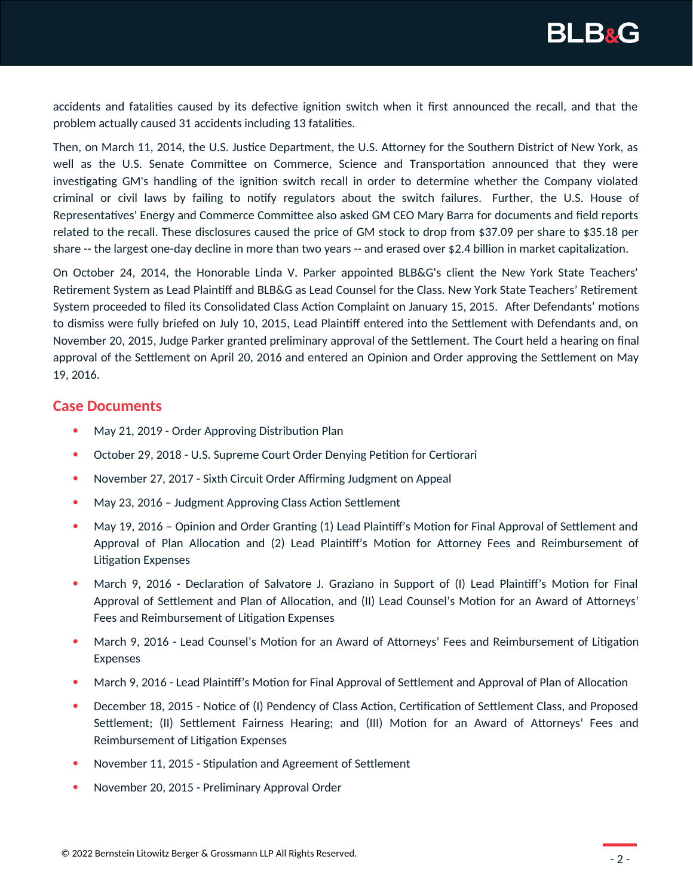accidents and fatalities caused by its defective ignition switch when it first announced the recall, and that the problem actually caused 31 accidents including 13 fatalities.

Then, on March 11, 2014, the U.S. Justice Department, the U.S. Attorney for the Southern District of New York, as well as the U.S. Senate Committee on Commerce, Science and Transportation announced that they were investigating GM's handling of the ignition switch recall in order to determine whether the Company violated criminal or civil laws by failing to notify regulators about the switch failures. Further, the U.S. House of Representatives' Energy and Commerce Committee also asked GM CEO Mary Barra for documents and field reports related to the recall. These disclosures caused the price of GM stock to drop from $37.09 per share to $35.18 per share -- the largest one-day decline in more than two years -- and erased over $2.4 billion in market capitalization.

On October 24, 2014, the Honorable Linda V. Parker appointed BLB&G's client the New York State Teachers' Retirement System as Lead Plaintiff and BLB&G as Lead Counsel for the Class. New York State Teachers' Retirement System proceeded to filed its Consolidated Class Action Complaint on January 15, 2015. After Defendants' motions to dismiss were fully briefed on July 10, 2015, Lead Plaintiff entered into the Settlement with Defendants and, on November 20, 2015, Judge Parker granted preliminary approval of the Settlement. The Court held a hearing on final approval of the Settlement on April 20, 2016 and entered an Opinion and Order approving the Settlement on May 19, 2016.

## Case Documents

- May 21, 2019 - Order Approving Distribution Plan
- October 29, 2018 - U.S. Supreme Court Order Denying Petition for Certiorari
- November 27, 2017 - Sixth Circuit Order Affirming Judgment on Appeal
- May 23, 2016 – Judgment Approving Class Action Settlement
- May 19, 2016 – Opinion and Order Granting (1) Lead Plaintiff's Motion for Final Approval of Settlement and Approval of Plan Allocation and (2) Lead Plaintiff's Motion for Attorney Fees and Reimbursement of Litigation Expenses
- March 9, 2016 - Declaration of Salvatore J. Graziano in Support of (I) Lead Plaintiff's Motion for Final Approval of Settlement and Plan of Allocation, and (II) Lead Counsel's Motion for an Award of Attorneys' Fees and Reimbursement of Litigation Expenses
- March 9, 2016 - Lead Counsel's Motion for an Award of Attorneys' Fees and Reimbursement of Litigation Expenses
- March 9, 2016 - Lead Plaintiff's Motion for Final Approval of Settlement and Approval of Plan of Allocation
- December 18, 2015 - Notice of (I) Pendency of Class Action, Certification of Settlement Class, and Proposed Settlement; (II) Settlement Fairness Hearing; and (III) Motion for an Award of Attorneys' Fees and Reimbursement of Litigation Expenses
- November 11, 2015 - Stipulation and Agreement of Settlement
- November 20, 2015 - Preliminary Approval Order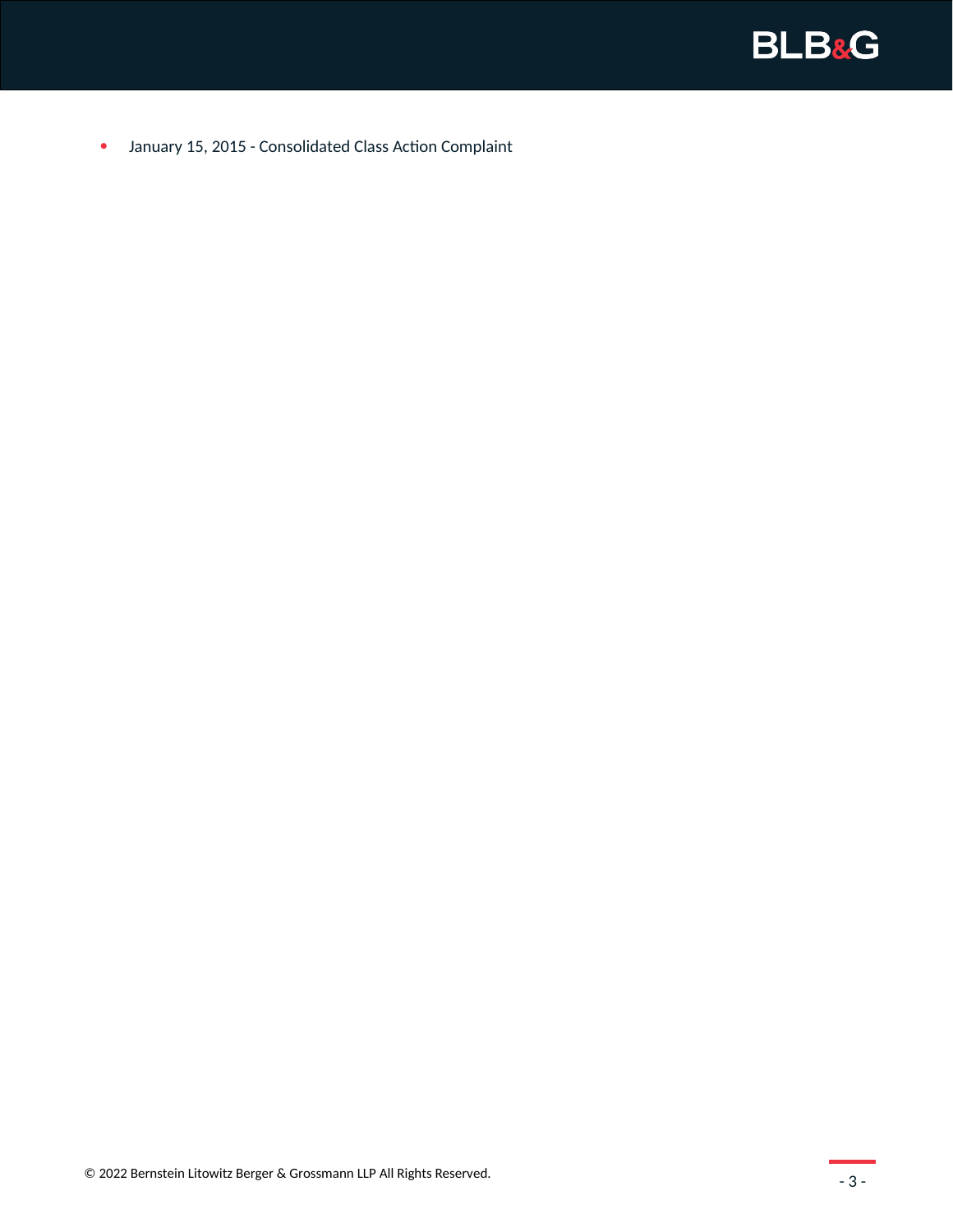- January 15, 2015 - Consolidated Class Action Complaint